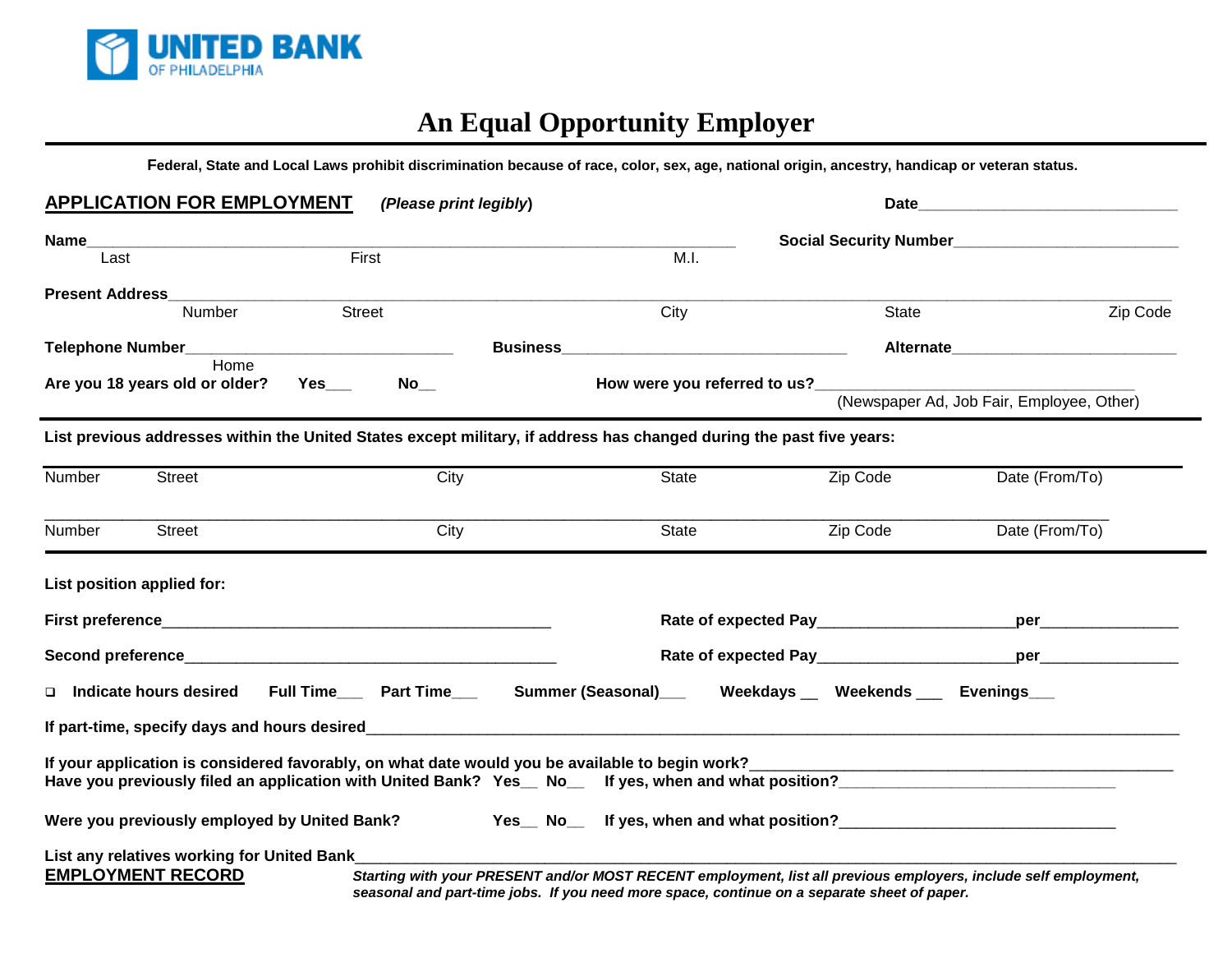UNITED BANK
OF PHILADELPHIA

# An Equal Opportunity Employer

**Federal, State and Local Laws prohibit discrimination because of race, color, sex, age, national origin, ancestry, handicap or veteran status.**

**APPLICATION FOR EMPLOYMENT** *(Please print legibly)* **Date**______________________________

**Name**___________________________________________________________________________ **Social Security Number**_________________________
Last First M.I.

**Present Address**___________________________________________________________________________________________________________
Number Street City State Zip Code

**Telephone Number**______________________________ **Business**________________________________ **Alternate**_________________________
Home

**Are you 18 years old or older?** **Yes**___ **No**__ **How were you referred to us?**______________________________________
(Newspaper Ad, Job Fair, Employee, Other)

**List previous addresses within the United States except military, if address has changed during the past five years:**

Number Street City State Zip Code Date (From/To)

___________________________________________________________________________________________________________________

Number Street City State Zip Code Date (From/To)

**List position applied for:**

**First preference**_____________________________________________ **Rate of expected Pay**______________________**per**_______________

**Second preference**___________________________________________ **Rate of expected Pay**______________________**per**_______________

❑ **Indicate hours desired** **Full Time**___ **Part Time**___ **Summer (Seasonal)**___ **Weekdays** __ **Weekends** ___ **Evenings**___

**If part-time, specify days and hours desired**______________________________________________________________________________

**If your application is considered favorably, on what date would you be available to begin work?**_____________________________________________
**Have you previously filed an application with United Bank?** **Yes**__ **No**__ **If yes, when and what position?**________________________________

**Were you previously employed by United Bank?** **Yes**__ **No**__ **If yes, when and what position?**________________________________

**List any relatives working for United Bank**_________________________________________________________________________________

**EMPLOYMENT RECORD** *Starting with your PRESENT and/or MOST RECENT employment, list all previous employers, include self employment, seasonal and part-time jobs. If you need more space, continue on a separate sheet of paper.*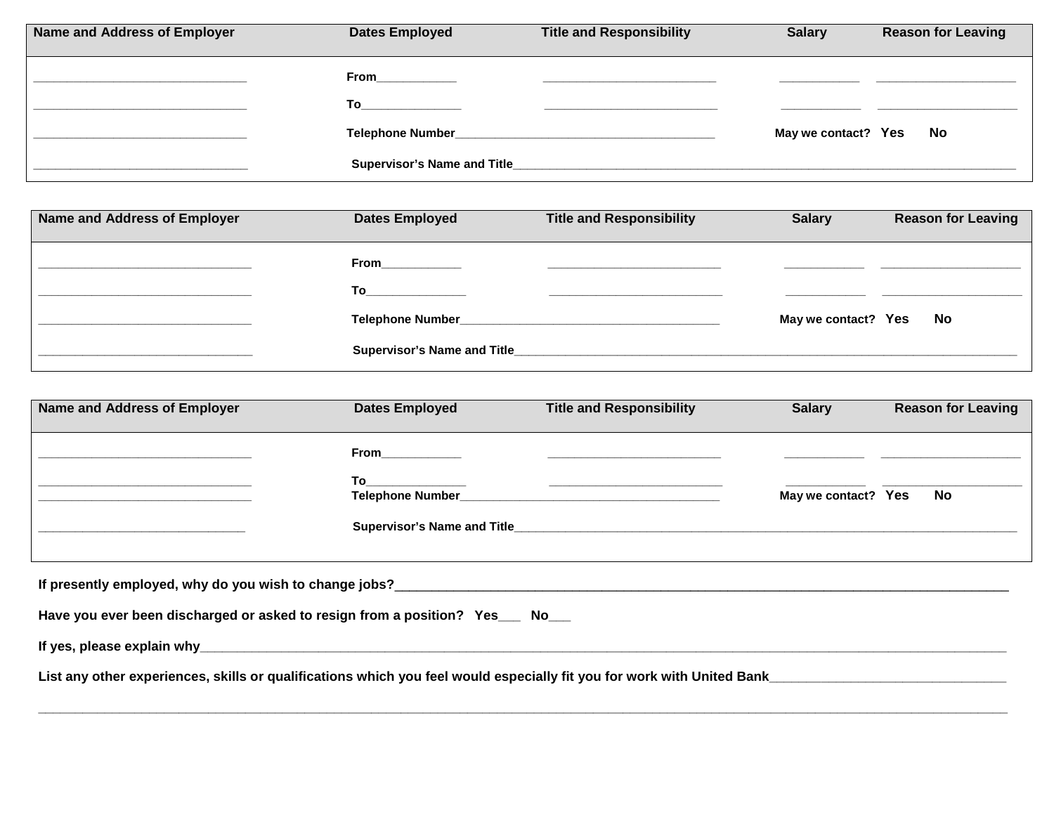| Name and Address of Employer | Dates Employed | Title and Responsibility | Salary | Reason for Leaving |
| --- | --- | --- | --- | --- |
| ________________________________ | From____________ | __________________________ | ____________ | _____________________ |
| ________________________________ | To_______________ | __________________________ | ____________ | _____________________ |
| ________________________________ | Telephone Number_______________________________________ | | May we contact? Yes No | |
| ________________________________ | Supervisor's Name and Title__________________________________________________________________________________ | | | |

| Name and Address of Employer | Dates Employed | Title and Responsibility | Salary | Reason for Leaving |
| --- | --- | --- | --- | --- |
| ________________________________ | From____________ | __________________________ | ____________ | _____________________ |
| ________________________________ | To_______________ | __________________________ | ____________ | _____________________ |
| ________________________________ | Telephone Number_______________________________________ | | May we contact? Yes No | |
| ________________________________ | Supervisor's Name and Title__________________________________________________________________________________ | | | |

| Name and Address of Employer | Dates Employed | Title and Responsibility | Salary | Reason for Leaving |
| --- | --- | --- | --- | --- |
| ________________________________ | From____________ | __________________________ | ____________ | _____________________ |
| ________________________________ | To_______________ | __________________________ | ____________ | _____________________ |
| ________________________________ | Telephone Number_______________________________________ | | May we contact? Yes No | |
| ______________________________ | Supervisor's Name and Title__________________________________________________________________________________ | | | |

**If presently employed, why do you wish to change jobs?**___________________________________________________________________________________________

**Have you ever been discharged or asked to resign from a position? Yes___ No___**

**If yes, please explain why**________________________________________________________________________________________________________________

**List any other experiences, skills or qualifications which you feel would especially fit you for work with United Bank**________________________________

_______________________________________________________________________________________________________________________________________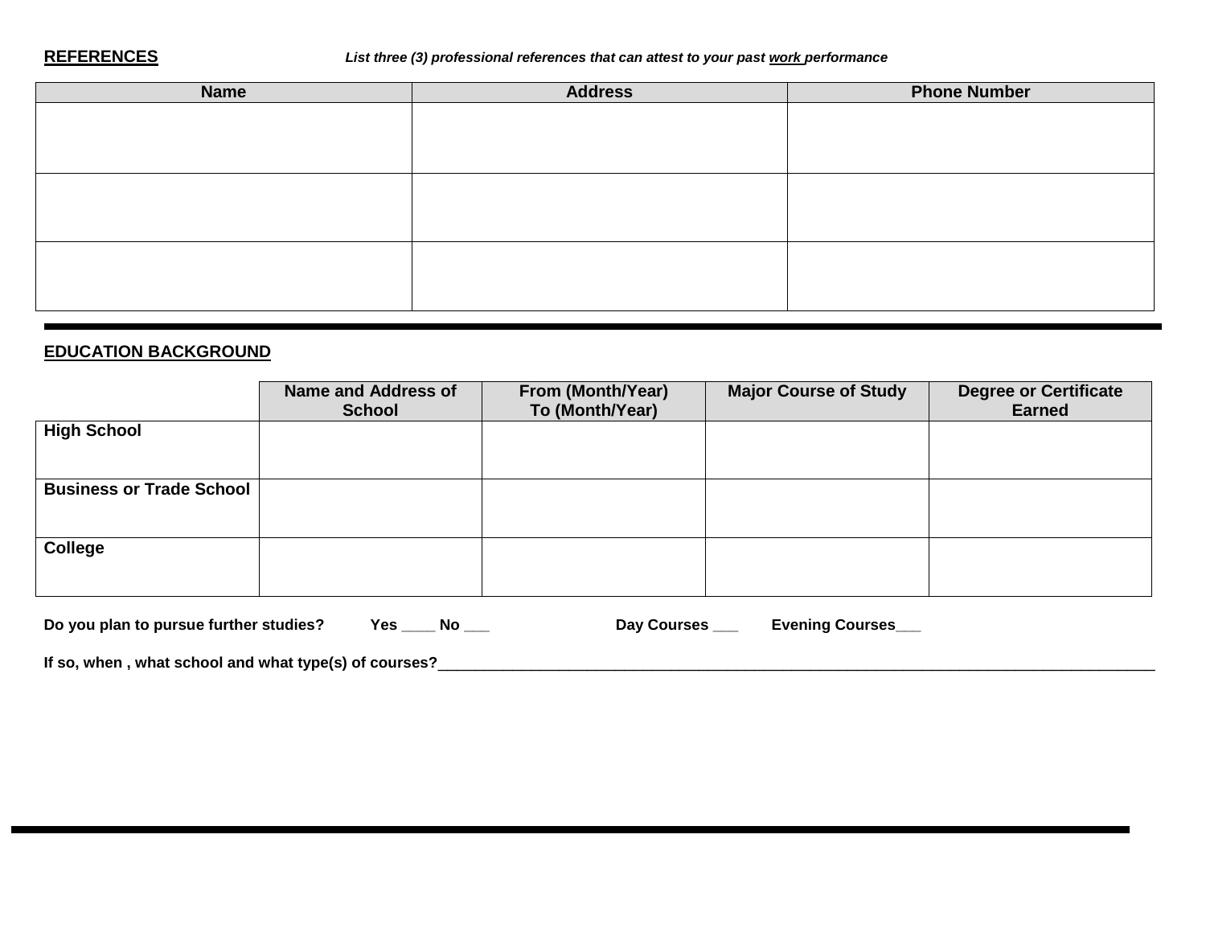**REFERENCES** *List three (3) professional references that can attest to your past work performance*

| Name | Address | Phone Number |
|---|---|---|
| | | |
| | | |
| | | |

---

**EDUCATION BACKGROUND**

| | Name and Address of School | From (Month/Year) To (Month/Year) | Major Course of Study | Degree or Certificate Earned |
|---|---|---|---|---|
| **High School** | | | | |
| **Business or Trade School** | | | | |
| **College** | | | | |

**Do you plan to pursue further studies? Yes ____ No ___ Day Courses ___ Evening Courses___**

**If so, when , what school and what type(s) of courses?**______________________________________________________________________________________________

---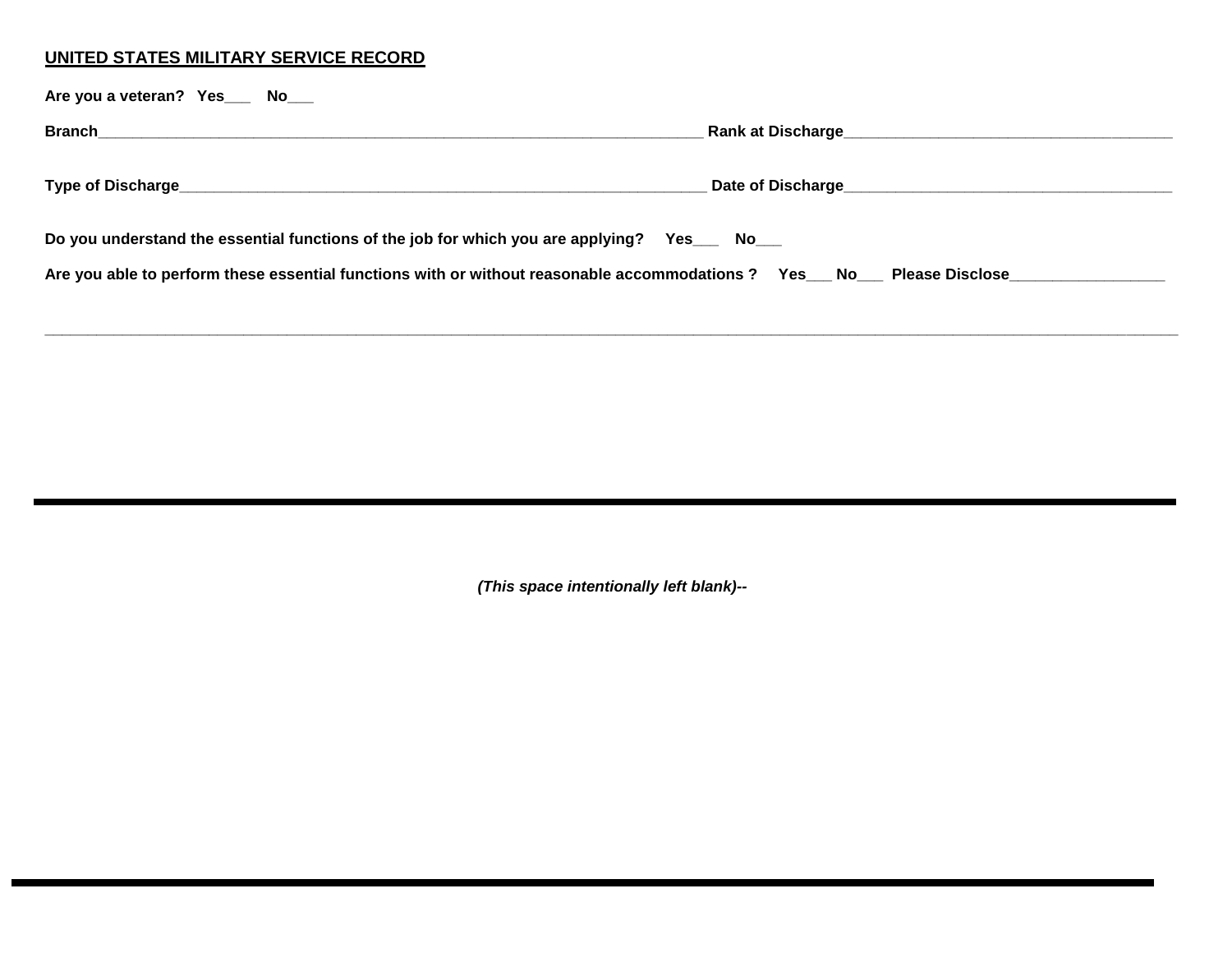**UNITED STATES MILITARY SERVICE RECORD**

**Are you a veteran? Yes___ No___**

**Branch__________________________________________________________________________ Rank at Discharge_______________________________________**

**Type of Discharge_________________________________________________________________ Date of Discharge______________________________________**

**Do you understand the essential functions of the job for which you are applying? Yes___ No___**

**Are you able to perform these essential functions with or without reasonable accommodations ? Yes___ No___ Please Disclose__________________**

_______________________________________________________________________________________________________________________________________

---

***(This space intentionally left blank)--***

---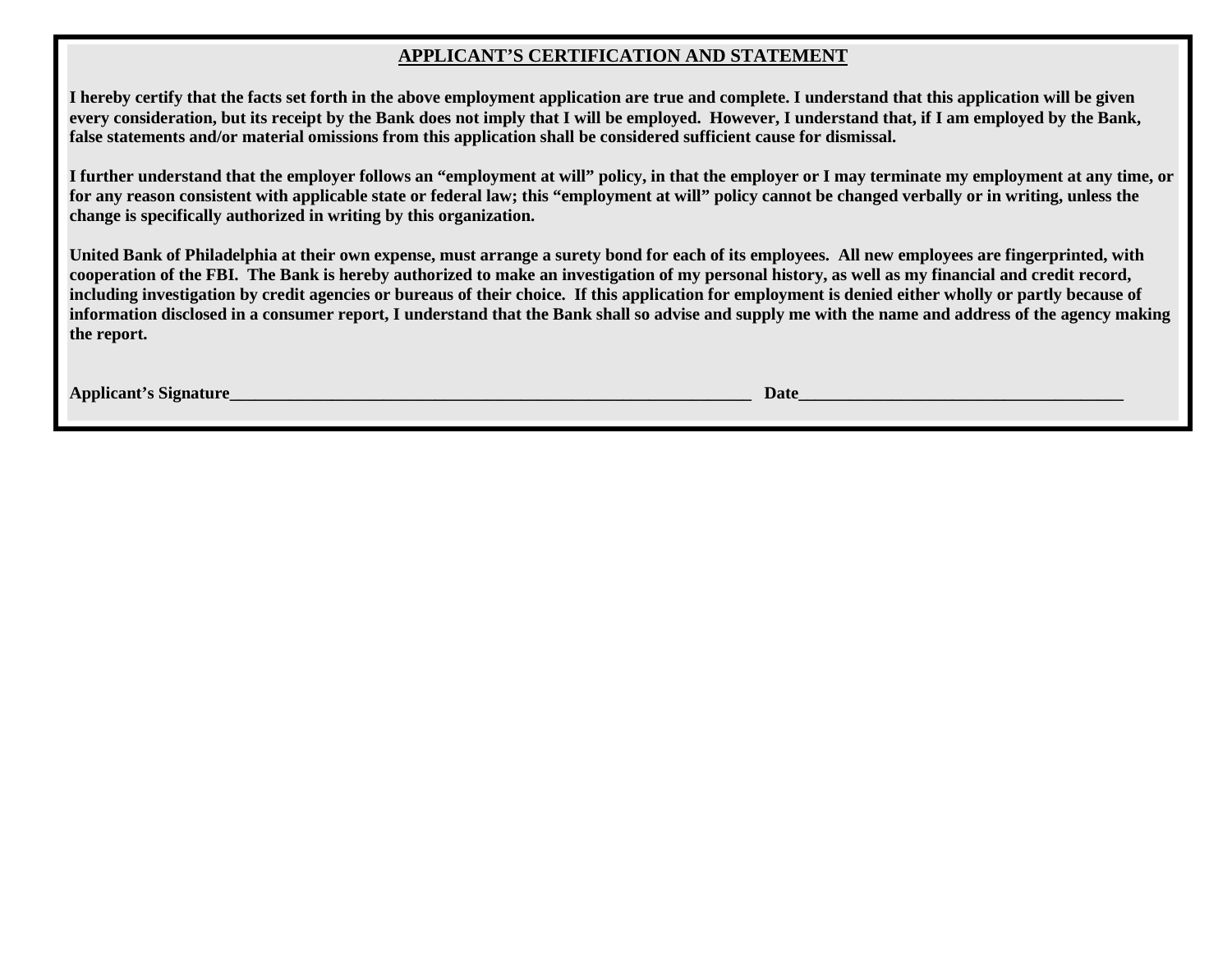## APPLICANT'S CERTIFICATION AND STATEMENT

**I hereby certify that the facts set forth in the above employment application are true and complete. I understand that this application will be given every consideration, but its receipt by the Bank does not imply that I will be employed. However, I understand that, if I am employed by the Bank, false statements and/or material omissions from this application shall be considered sufficient cause for dismissal.**

**I further understand that the employer follows an "employment at will" policy, in that the employer or I may terminate my employment at any time, or for any reason consistent with applicable state or federal law; this "employment at will" policy cannot be changed verbally or in writing, unless the change is specifically authorized in writing by this organization.**

**United Bank of Philadelphia at their own expense, must arrange a surety bond for each of its employees. All new employees are fingerprinted, with cooperation of the FBI. The Bank is hereby authorized to make an investigation of my personal history, as well as my financial and credit record, including investigation by credit agencies or bureaus of their choice. If this application for employment is denied either wholly or partly because of information disclosed in a consumer report, I understand that the Bank shall so advise and supply me with the name and address of the agency making the report.**

**Applicant's Signature**_______________________________________________________________ **Date**_______________________________________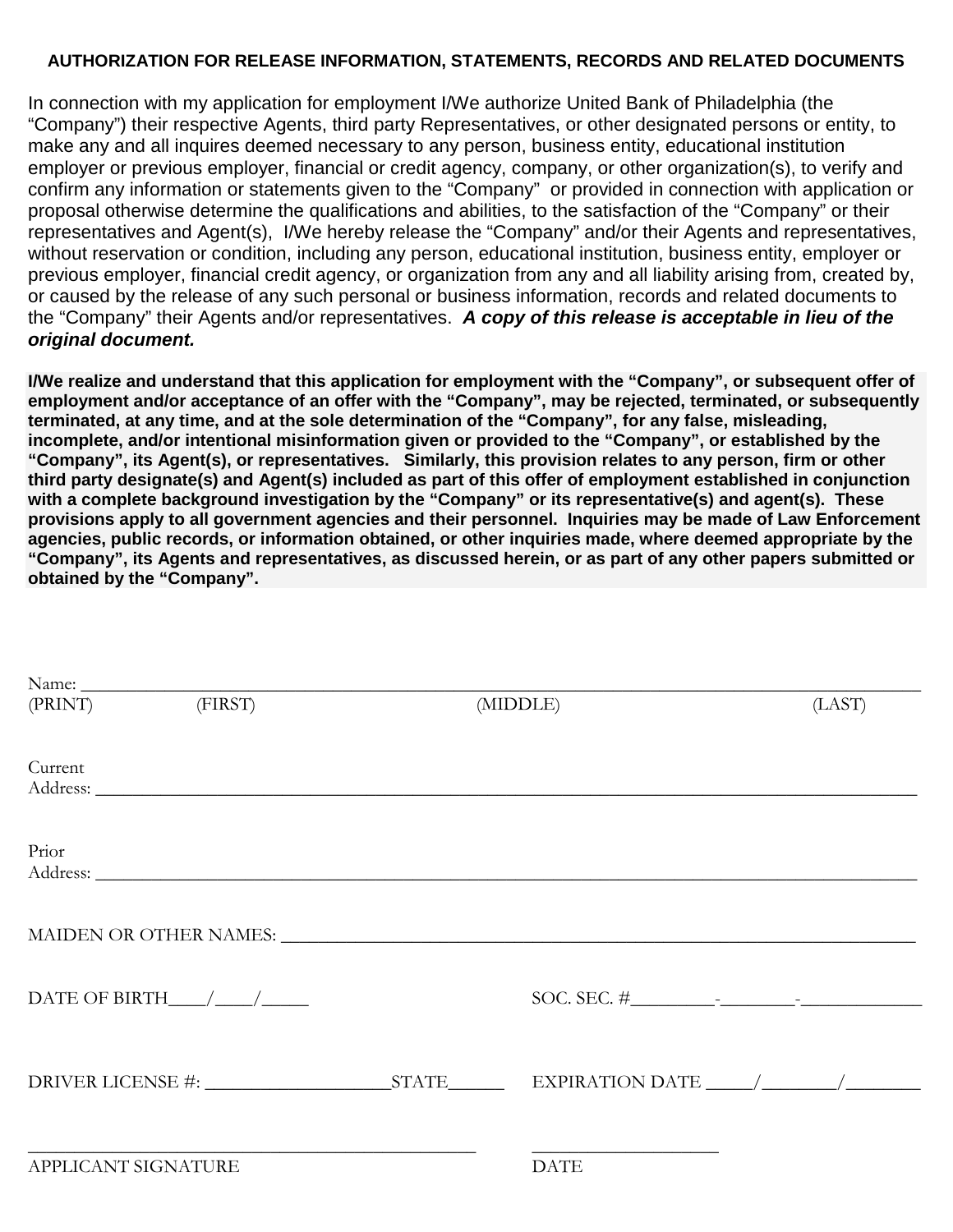**AUTHORIZATION FOR RELEASE INFORMATION, STATEMENTS, RECORDS AND RELATED DOCUMENTS**

In connection with my application for employment I/We authorize United Bank of Philadelphia (the "Company") their respective Agents, third party Representatives, or other designated persons or entity, to make any and all inquires deemed necessary to any person, business entity, educational institution employer or previous employer, financial or credit agency, company, or other organization(s), to verify and confirm any information or statements given to the "Company" or provided in connection with application or proposal otherwise determine the qualifications and abilities, to the satisfaction of the "Company" or their representatives and Agent(s), I/We hereby release the "Company" and/or their Agents and representatives, without reservation or condition, including any person, educational institution, business entity, employer or previous employer, financial credit agency, or organization from any and all liability arising from, created by, or caused by the release of any such personal or business information, records and related documents to the "Company" their Agents and/or representatives. ***A copy of this release is acceptable in lieu of the original document.***

**I/We realize and understand that this application for employment with the "Company", or subsequent offer of employment and/or acceptance of an offer with the "Company", may be rejected, terminated, or subsequently terminated, at any time, and at the sole determination of the "Company", for any false, misleading, incomplete, and/or intentional misinformation given or provided to the "Company", or established by the "Company", its Agent(s), or representatives. Similarly, this provision relates to any person, firm or other third party designate(s) and Agent(s) included as part of this offer of employment established in conjunction with a complete background investigation by the "Company" or its representative(s) and agent(s). These provisions apply to all government agencies and their personnel. Inquiries may be made of Law Enforcement agencies, public records, or information obtained, or other inquiries made, where deemed appropriate by the "Company", its Agents and representatives, as discussed herein, or as part of any other papers submitted or obtained by the "Company".**

Name: ____________________________________________________________________________
(PRINT) (FIRST) (MIDDLE) (LAST)

Current
Address: __________________________________________________________________________

Prior
Address: __________________________________________________________________________

MAIDEN OR OTHER NAMES: ______________________________________________________

DATE OF BIRTH____/____/_____ SOC. SEC. #_________-________-_____________

DRIVER LICENSE #: ___________________STATE______ EXPIRATION DATE _____/________/________

_______________________________________________ ____________________
APPLICANT SIGNATURE DATE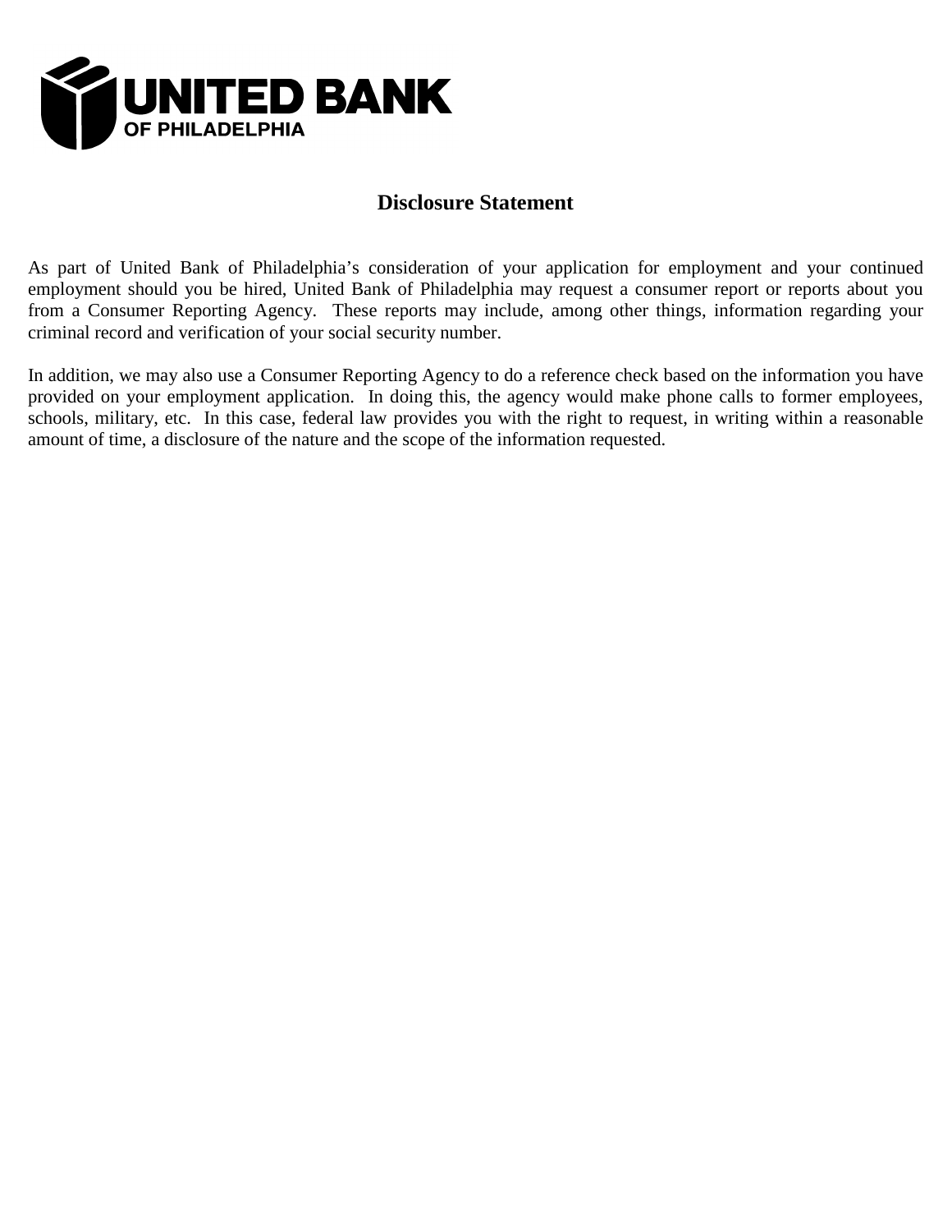UNITED BANK
OF PHILADELPHIA

## Disclosure Statement

As part of United Bank of Philadelphia's consideration of your application for employment and your continued employment should you be hired, United Bank of Philadelphia may request a consumer report or reports about you from a Consumer Reporting Agency. These reports may include, among other things, information regarding your criminal record and verification of your social security number.

In addition, we may also use a Consumer Reporting Agency to do a reference check based on the information you have provided on your employment application. In doing this, the agency would make phone calls to former employees, schools, military, etc. In this case, federal law provides you with the right to request, in writing within a reasonable amount of time, a disclosure of the nature and the scope of the information requested.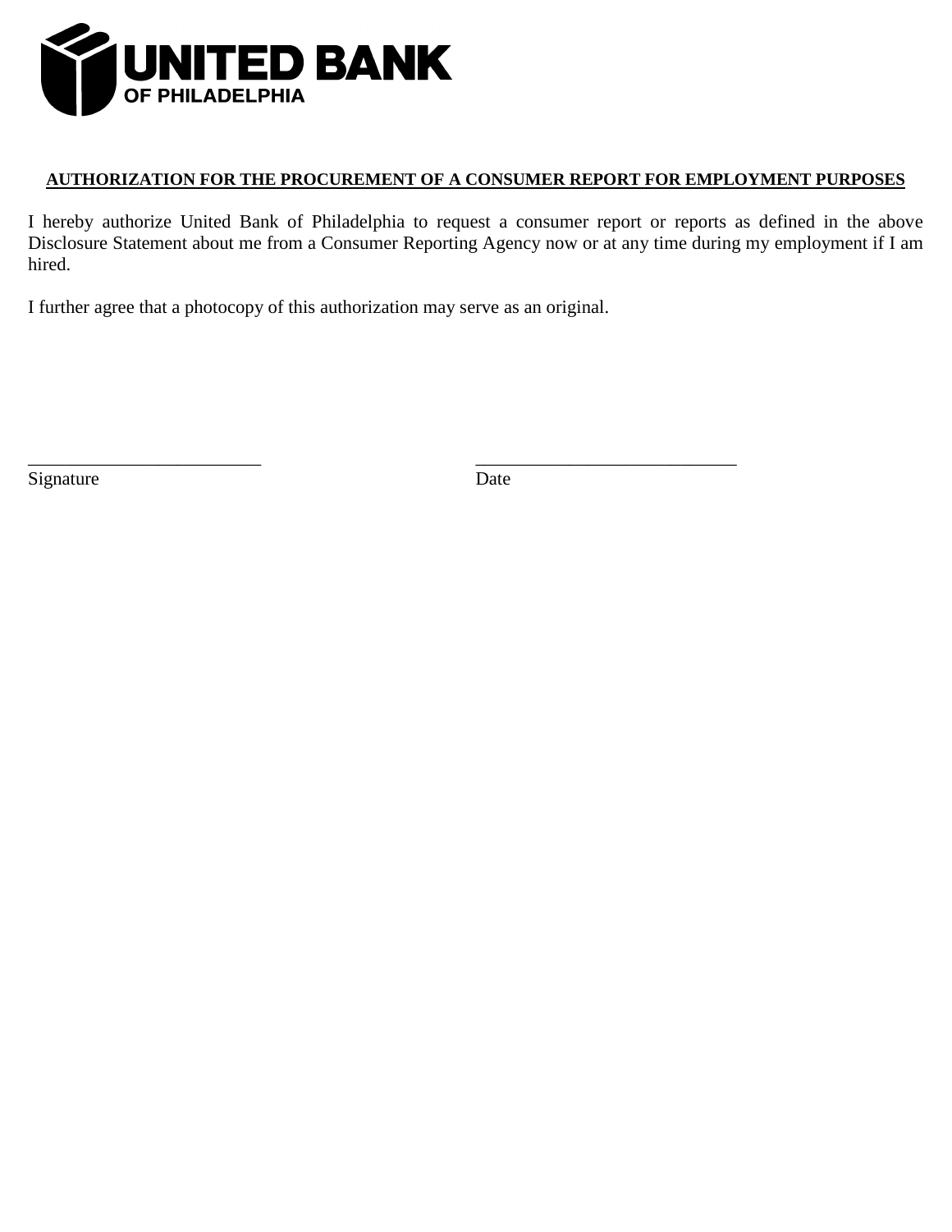UNITED BANK
OF PHILADELPHIA

**AUTHORIZATION FOR THE PROCUREMENT OF A CONSUMER REPORT FOR EMPLOYMENT PURPOSES**

I hereby authorize United Bank of Philadelphia to request a consumer report or reports as defined in the above Disclosure Statement about me from a Consumer Reporting Agency now or at any time during my employment if I am hired.

I further agree that a photocopy of this authorization may serve as an original.

_________________________ _____________________________
Signature Date